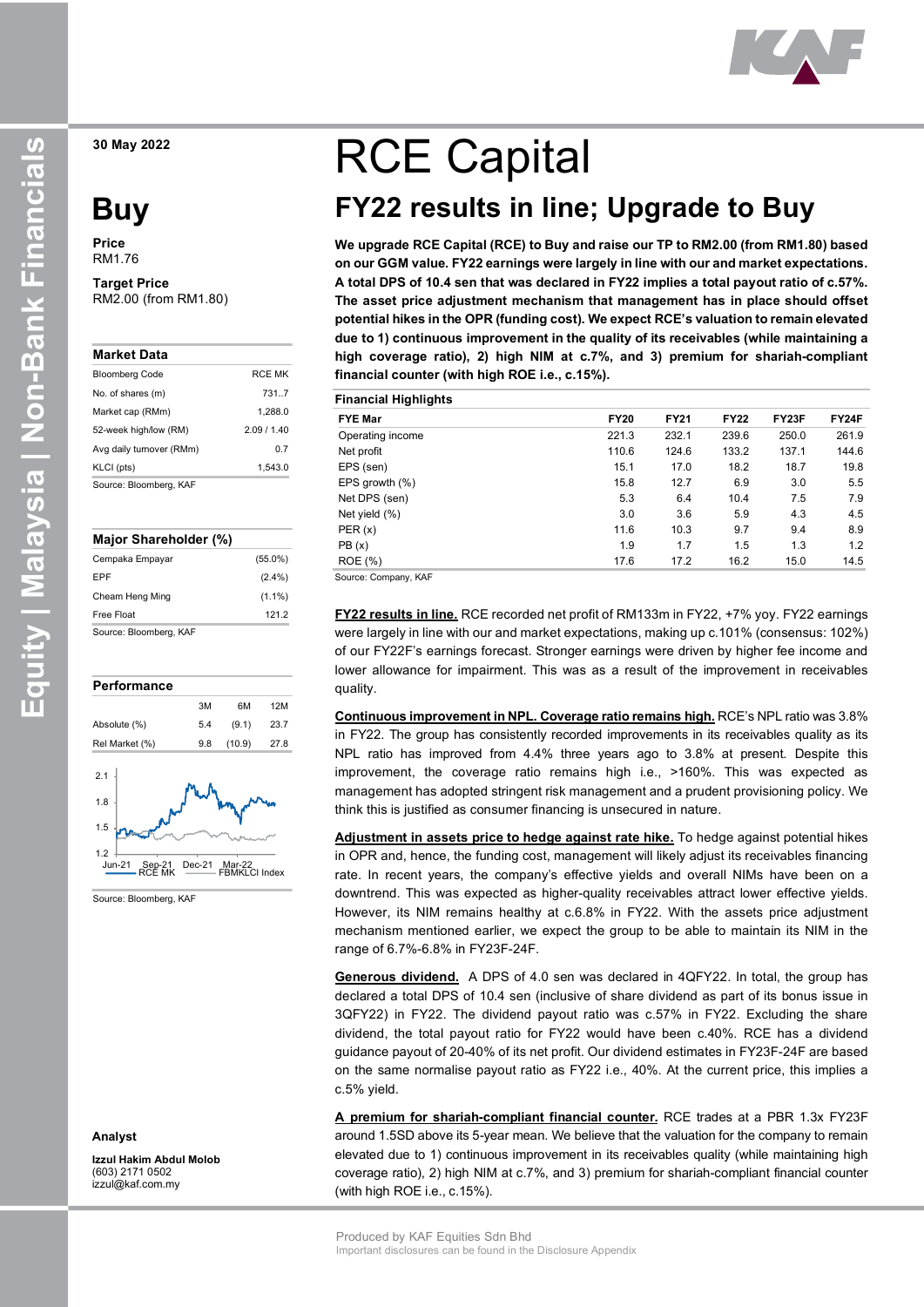30 May 2022

# RCE Capital

## FY22 results in line; Upgrade to Buy

# Buy

**Price**
RM1.76

**Target Price**
RM2.00 (from RM1.80)

### Market Data

| | |
|---|---|
| Bloomberg Code | RCE MK |
| No. of shares (m) | 731..7 |
| Market cap (RMm) | 1,288.0 |
| 52-week high/low (RM) | 2.09 / 1.40 |
| Avg daily turnover (RMm) | 0.7 |
| KLCI (pts) | 1,543.0 |

Source: Bloomberg, KAF

### Major Shareholder (%)

| | |
|---|---|
| Cempaka Empayar | (55.0%) |
| EPF | (2.4%) |
| Cheam Heng Ming | (1.1%) |
| Free Float | 121.2 |

Source: Bloomberg, KAF

### Performance

| | 3M | 6M | 12M |
|---|---|---|---|
| Absolute (%) | 5.4 | (9.1) | 23.7 |
| Rel Market (%) | 9.8 | (10.9) | 27.8 |

Source: Bloomberg, KAF

**Analyst**

**Izzul Hakim Abdul Molob**
(603) 2171 0502
izzul@kaf.com.my

**We upgrade RCE Capital (RCE) to Buy and raise our TP to RM2.00 (from RM1.80) based on our GGM value. FY22 earnings were largely in line with our and market expectations. A total DPS of 10.4 sen that was declared in FY22 implies a total payout ratio of c.57%. The asset price adjustment mechanism that management has in place should offset potential hikes in the OPR (funding cost). We expect RCE's valuation to remain elevated due to 1) continuous improvement in the quality of its receivables (while maintaining a high coverage ratio), 2) high NIM at c.7%, and 3) premium for shariah-compliant financial counter (with high ROE i.e., c.15%).**

### Financial Highlights

| FYE Mar | FY20 | FY21 | FY22 | FY23F | FY24F |
|---|---|---|---|---|---|
| Operating income | 221.3 | 232.1 | 239.6 | 250.0 | 261.9 |
| Net profit | 110.6 | 124.6 | 133.2 | 137.1 | 144.6 |
| EPS (sen) | 15.1 | 17.0 | 18.2 | 18.7 | 19.8 |
| EPS growth (%) | 15.8 | 12.7 | 6.9 | 3.0 | 5.5 |
| Net DPS (sen) | 5.3 | 6.4 | 10.4 | 7.5 | 7.9 |
| Net yield (%) | 3.0 | 3.6 | 5.9 | 4.3 | 4.5 |
| PER (x) | 11.6 | 10.3 | 9.7 | 9.4 | 8.9 |
| PB (x) | 1.9 | 1.7 | 1.5 | 1.3 | 1.2 |
| ROE (%) | 17.6 | 17.2 | 16.2 | 15.0 | 14.5 |

Source: Company, KAF

**FY22 results in line.** RCE recorded net profit of RM133m in FY22, +7% yoy. FY22 earnings were largely in line with our and market expectations, making up c.101% (consensus: 102%) of our FY22F's earnings forecast. Stronger earnings were driven by higher fee income and lower allowance for impairment. This was as a result of the improvement in receivables quality.

**Continuous improvement in NPL. Coverage ratio remains high.** RCE's NPL ratio was 3.8% in FY22. The group has consistently recorded improvements in its receivables quality as its NPL ratio has improved from 4.4% three years ago to 3.8% at present. Despite this improvement, the coverage ratio remains high i.e., >160%. This was expected as management has adopted stringent risk management and a prudent provisioning policy. We think this is justified as consumer financing is unsecured in nature.

**Adjustment in assets price to hedge against rate hike.** To hedge against potential hikes in OPR and, hence, the funding cost, management will likely adjust its receivables financing rate. In recent years, the company's effective yields and overall NIMs have been on a downtrend. This was expected as higher-quality receivables attract lower effective yields. However, its NIM remains healthy at c.6.8% in FY22. With the assets price adjustment mechanism mentioned earlier, we expect the group to be able to maintain its NIM in the range of 6.7%-6.8% in FY23F-24F.

**Generous dividend.** A DPS of 4.0 sen was declared in 4QFY22. In total, the group has declared a total DPS of 10.4 sen (inclusive of share dividend as part of its bonus issue in 3QFY22) in FY22. The dividend payout ratio was c.57% in FY22. Excluding the share dividend, the total payout ratio for FY22 would have been c.40%. RCE has a dividend guidance payout of 20-40% of its net profit. Our dividend estimates in FY23F-24F are based on the same normalise payout ratio as FY22 i.e., 40%. At the current price, this implies a c.5% yield.

**A premium for shariah-compliant financial counter.** RCE trades at a PBR 1.3x FY23F around 1.5SD above its 5-year mean. We believe that the valuation for the company to remain elevated due to 1) continuous improvement in its receivables quality (while maintaining high coverage ratio), 2) high NIM at c.7%, and 3) premium for shariah-compliant financial counter (with high ROE i.e., c.15%).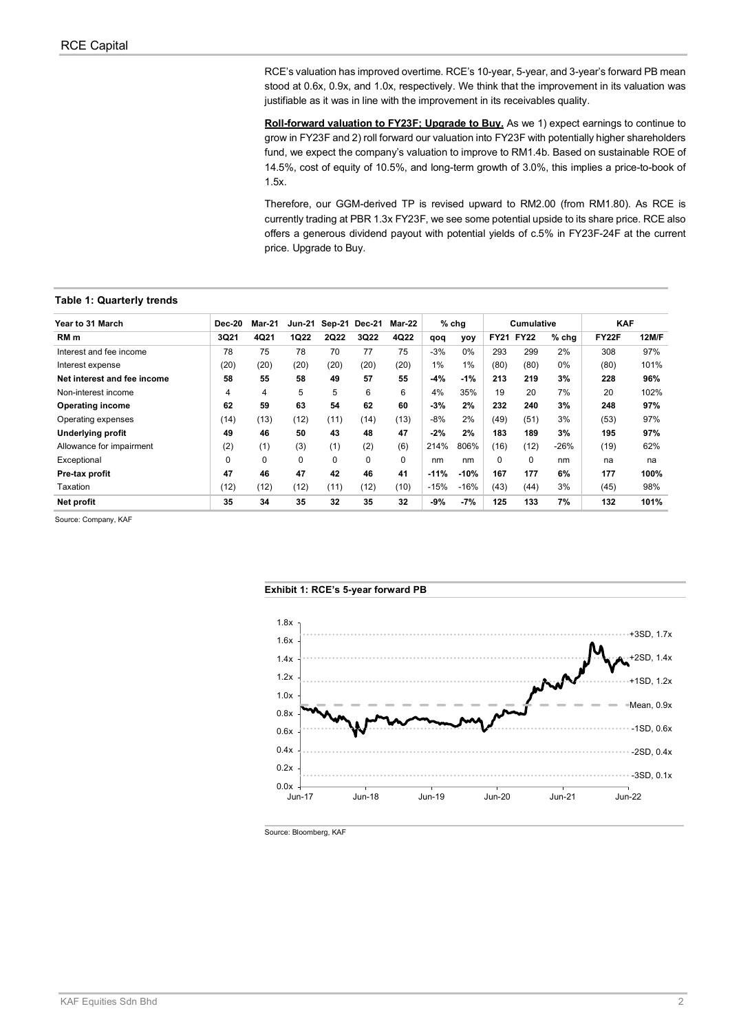RCE's valuation has improved overtime. RCE's 10-year, 5-year, and 3-year's forward PB mean stood at 0.6x, 0.9x, and 1.0x, respectively. We think that the improvement in its valuation was justifiable as it was in line with the improvement in its receivables quality.

**Roll-forward valuation to FY23F; Upgrade to Buy.** As we 1) expect earnings to continue to grow in FY23F and 2) roll forward our valuation into FY23F with potentially higher shareholders fund, we expect the company's valuation to improve to RM1.4b. Based on sustainable ROE of 14.5%, cost of equity of 10.5%, and long-term growth of 3.0%, this implies a price-to-book of 1.5x.

Therefore, our GGM-derived TP is revised upward to RM2.00 (from RM1.80). As RCE is currently trading at PBR 1.3x FY23F, we see some potential upside to its share price. RCE also offers a generous dividend payout with potential yields of c.5% in FY23F-24F at the current price. Upgrade to Buy.

**Table 1: Quarterly trends**

| Year to 31 March | Dec-20 | Mar-21 | Jun-21 | Sep-21 | Dec-21 | Mar-22 | % chg | | Cumulative | | | KAF | |
|---|---|---|---|---|---|---|---|---|---|---|---|---|---|
| RM m | 3Q21 | 4Q21 | 1Q22 | 2Q22 | 3Q22 | 4Q22 | qoq | yoy | FY21 | FY22 | % chg | FY22F | 12M/F |
| Interest and fee income | 78 | 75 | 78 | 70 | 77 | 75 | -3% | 0% | 293 | 299 | 2% | 308 | 97% |
| Interest expense | (20) | (20) | (20) | (20) | (20) | (20) | 1% | 1% | (80) | (80) | 0% | (80) | 101% |
| **Net interest and fee income** | **58** | **55** | **58** | **49** | **57** | **55** | **-4%** | **-1%** | **213** | **219** | **3%** | **228** | **96%** |
| Non-interest income | 4 | 4 | 5 | 5 | 6 | 6 | 4% | 35% | 19 | 20 | 7% | 20 | 102% |
| **Operating income** | **62** | **59** | **63** | **54** | **62** | **60** | **-3%** | **2%** | **232** | **240** | **3%** | **248** | **97%** |
| Operating expenses | (14) | (13) | (12) | (11) | (14) | (13) | -8% | 2% | (49) | (51) | 3% | (53) | 97% |
| **Underlying profit** | **49** | **46** | **50** | **43** | **48** | **47** | **-2%** | **2%** | **183** | **189** | **3%** | **195** | **97%** |
| Allowance for impairment | (2) | (1) | (3) | (1) | (2) | (6) | 214% | 806% | (16) | (12) | -26% | (19) | 62% |
| Exceptional | 0 | 0 | 0 | 0 | 0 | 0 | nm | nm | 0 | 0 | nm | na | na |
| **Pre-tax profit** | **47** | **46** | **47** | **42** | **46** | **41** | **-11%** | **-10%** | **167** | **177** | **6%** | **177** | **100%** |
| Taxation | (12) | (12) | (12) | (11) | (12) | (10) | -15% | -16% | (43) | (44) | 3% | (45) | 98% |
| **Net profit** | **35** | **34** | **35** | **32** | **35** | **32** | **-9%** | **-7%** | **125** | **133** | **7%** | **132** | **101%** |

Source: Company, KAF

**Exhibit 1: RCE's 5-year forward PB**

Source: Bloomberg, KAF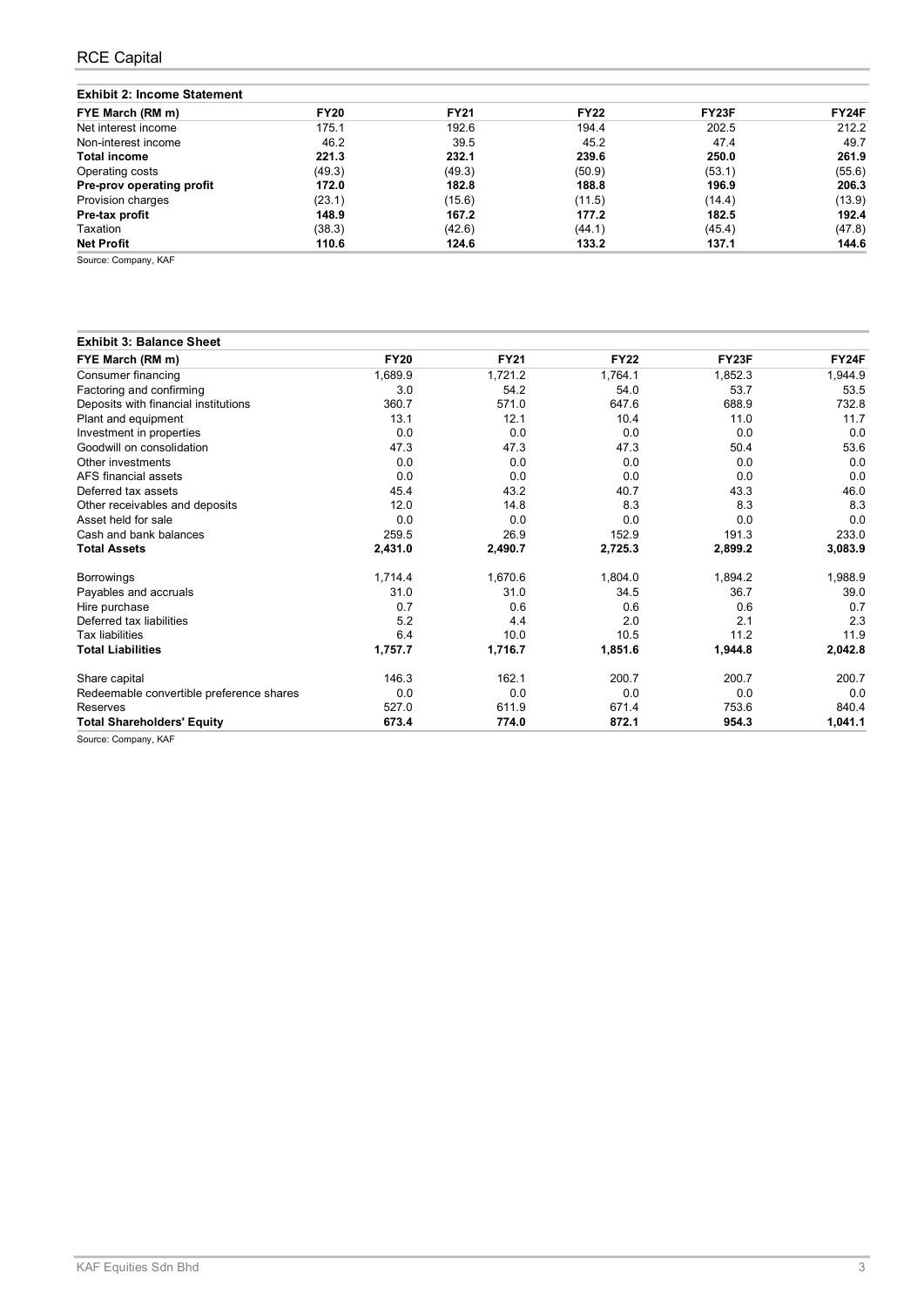**Exhibit 2: Income Statement**

| FYE March (RM m) | FY20 | FY21 | FY22 | FY23F | FY24F |
|---|---|---|---|---|---|
| Net interest income | 175.1 | 192.6 | 194.4 | 202.5 | 212.2 |
| Non-interest income | 46.2 | 39.5 | 45.2 | 47.4 | 49.7 |
| **Total income** | **221.3** | **232.1** | **239.6** | **250.0** | **261.9** |
| Operating costs | (49.3) | (49.3) | (50.9) | (53.1) | (55.6) |
| **Pre-prov operating profit** | **172.0** | **182.8** | **188.8** | **196.9** | **206.3** |
| Provision charges | (23.1) | (15.6) | (11.5) | (14.4) | (13.9) |
| **Pre-tax profit** | **148.9** | **167.2** | **177.2** | **182.5** | **192.4** |
| Taxation | (38.3) | (42.6) | (44.1) | (45.4) | (47.8) |
| **Net Profit** | **110.6** | **124.6** | **133.2** | **137.1** | **144.6** |

Source: Company, KAF

**Exhibit 3: Balance Sheet**

| FYE March (RM m) | FY20 | FY21 | FY22 | FY23F | FY24F |
|---|---|---|---|---|---|
| Consumer financing | 1,689.9 | 1,721.2 | 1,764.1 | 1,852.3 | 1,944.9 |
| Factoring and confirming | 3.0 | 54.2 | 54.0 | 53.7 | 53.5 |
| Deposits with financial institutions | 360.7 | 571.0 | 647.6 | 688.9 | 732.8 |
| Plant and equipment | 13.1 | 12.1 | 10.4 | 11.0 | 11.7 |
| Investment in properties | 0.0 | 0.0 | 0.0 | 0.0 | 0.0 |
| Goodwill on consolidation | 47.3 | 47.3 | 47.3 | 50.4 | 53.6 |
| Other investments | 0.0 | 0.0 | 0.0 | 0.0 | 0.0 |
| AFS financial assets | 0.0 | 0.0 | 0.0 | 0.0 | 0.0 |
| Deferred tax assets | 45.4 | 43.2 | 40.7 | 43.3 | 46.0 |
| Other receivables and deposits | 12.0 | 14.8 | 8.3 | 8.3 | 8.3 |
| Asset held for sale | 0.0 | 0.0 | 0.0 | 0.0 | 0.0 |
| Cash and bank balances | 259.5 | 26.9 | 152.9 | 191.3 | 233.0 |
| **Total Assets** | **2,431.0** | **2,490.7** | **2,725.3** | **2,899.2** | **3,083.9** |
| | | | | | |
| Borrowings | 1,714.4 | 1,670.6 | 1,804.0 | 1,894.2 | 1,988.9 |
| Payables and accruals | 31.0 | 31.0 | 34.5 | 36.7 | 39.0 |
| Hire purchase | 0.7 | 0.6 | 0.6 | 0.6 | 0.7 |
| Deferred tax liabilities | 5.2 | 4.4 | 2.0 | 2.1 | 2.3 |
| Tax liabilities | 6.4 | 10.0 | 10.5 | 11.2 | 11.9 |
| **Total Liabilities** | **1,757.7** | **1,716.7** | **1,851.6** | **1,944.8** | **2,042.8** |
| | | | | | |
| Share capital | 146.3 | 162.1 | 200.7 | 200.7 | 200.7 |
| Redeemable convertible preference shares | 0.0 | 0.0 | 0.0 | 0.0 | 0.0 |
| Reserves | 527.0 | 611.9 | 671.4 | 753.6 | 840.4 |
| **Total Shareholders' Equity** | **673.4** | **774.0** | **872.1** | **954.3** | **1,041.1** |

Source: Company, KAF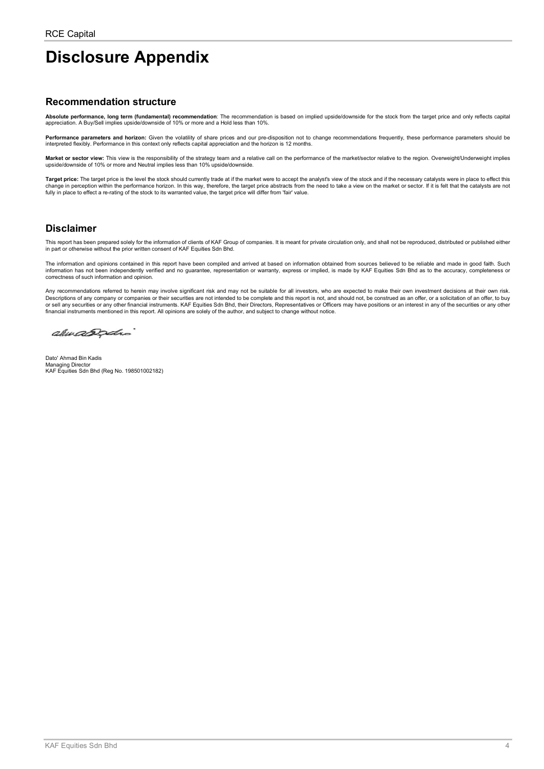# Disclosure Appendix

## Recommendation structure

**Absolute performance, long term (fundamental) recommendation**: The recommendation is based on implied upside/downside for the stock from the target price and only reflects capital appreciation. A Buy/Sell implies upside/downside of 10% or more and a Hold less than 10%.

**Performance parameters and horizon:** Given the volatility of share prices and our pre-disposition not to change recommendations frequently, these performance parameters should be interpreted flexibly. Performance in this context only reflects capital appreciation and the horizon is 12 months.

**Market or sector view:** This view is the responsibility of the strategy team and a relative call on the performance of the market/sector relative to the region. Overweight/Underweight implies upside/downside of 10% or more and Neutral implies less than 10% upside/downside.

**Target price:** The target price is the level the stock should currently trade at if the market were to accept the analyst's view of the stock and if the necessary catalysts were in place to effect this change in perception within the performance horizon. In this way, therefore, the target price abstracts from the need to take a view on the market or sector. If it is felt that the catalysts are not fully in place to effect a re-rating of the stock to its warranted value, the target price will differ from 'fair' value.

## Disclaimer

This report has been prepared solely for the information of clients of KAF Group of companies. It is meant for private circulation only, and shall not be reproduced, distributed or published either in part or otherwise without the prior written consent of KAF Equities Sdn Bhd.

The information and opinions contained in this report have been compiled and arrived at based on information obtained from sources believed to be reliable and made in good faith. Such information has not been independently verified and no guarantee, representation or warranty, express or implied, is made by KAF Equities Sdn Bhd as to the accuracy, completeness or correctness of such information and opinion.

Any recommendations referred to herein may involve significant risk and may not be suitable for all investors, who are expected to make their own investment decisions at their own risk. Descriptions of any company or companies or their securities are not intended to be complete and this report is not, and should not, be construed as an offer, or a solicitation of an offer, to buy or sell any securities or any other financial instruments. KAF Equities Sdn Bhd, their Directors, Representatives or Officers may have positions or an interest in any of the securities or any other financial instruments mentioned in this report. All opinions are solely of the author, and subject to change without notice.

Dato' Ahmad Bin Kadis
Managing Director
KAF Equities Sdn Bhd (Reg No. 198501002182)